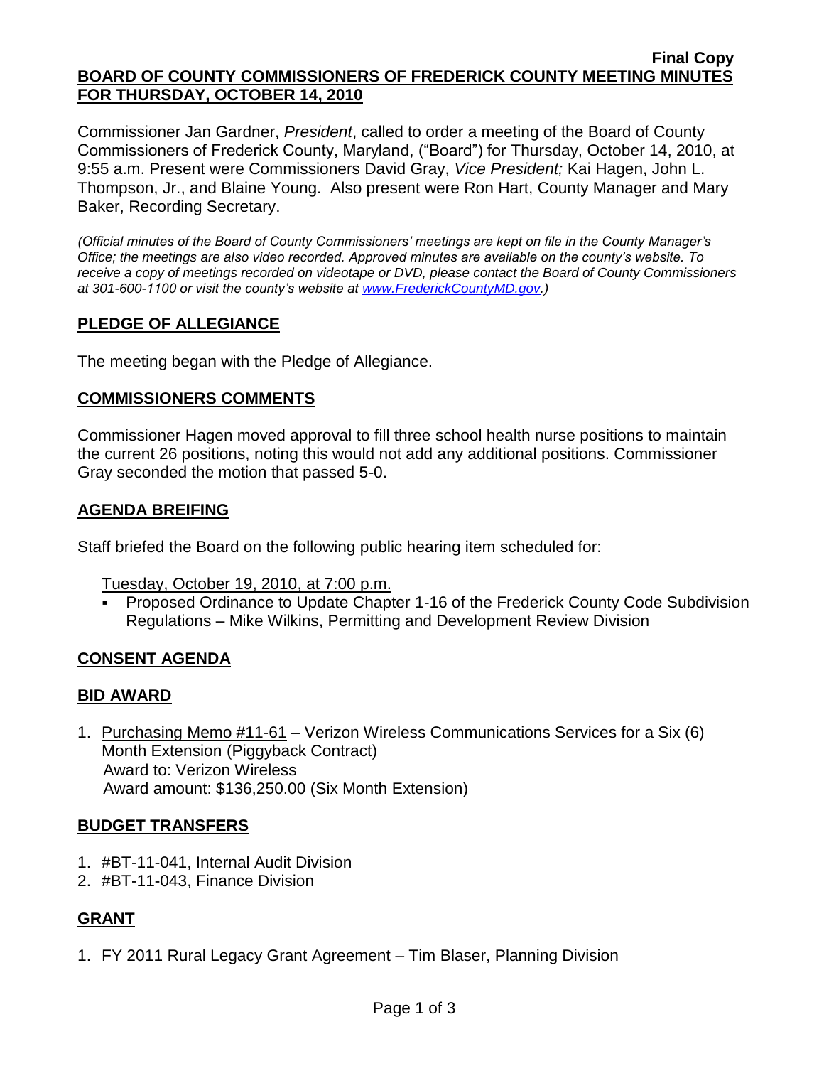**Final Copy**

# BOARD OF COUNTY COMMISSIONERS OF FREDERICK COUNTY MEETING MINUTES FOR THURSDAY, OCTOBER 14, 2010

Commissioner Jan Gardner, *President*, called to order a meeting of the Board of County Commissioners of Frederick County, Maryland, ("Board") for Thursday, October 14, 2010, at 9:55 a.m. Present were Commissioners David Gray, *Vice President;* Kai Hagen, John L. Thompson, Jr., and Blaine Young. Also present were Ron Hart, County Manager and Mary Baker, Recording Secretary.

*(Official minutes of the Board of County Commissioners' meetings are kept on file in the County Manager's Office; the meetings are also video recorded. Approved minutes are available on the county's website. To receive a copy of meetings recorded on videotape or DVD, please contact the Board of County Commissioners at 301-600-1100 or visit the county's website at www.FrederickCountyMD.gov.)*

## PLEDGE OF ALLEGIANCE

The meeting began with the Pledge of Allegiance.

## COMMISSIONERS COMMENTS

Commissioner Hagen moved approval to fill three school health nurse positions to maintain the current 26 positions, noting this would not add any additional positions. Commissioner Gray seconded the motion that passed 5-0.

## AGENDA BREIFING

Staff briefed the Board on the following public hearing item scheduled for:

Tuesday, October 19, 2010, at 7:00 p.m.

- Proposed Ordinance to Update Chapter 1-16 of the Frederick County Code Subdivision Regulations – Mike Wilkins, Permitting and Development Review Division

## CONSENT AGENDA

## BID AWARD

1. Purchasing Memo #11-61 – Verizon Wireless Communications Services for a Six (6) Month Extension (Piggyback Contract)
   Award to: Verizon Wireless
   Award amount: $136,250.00 (Six Month Extension)

## BUDGET TRANSFERS

1. #BT-11-041, Internal Audit Division
2. #BT-11-043, Finance Division

## GRANT

1. FY 2011 Rural Legacy Grant Agreement – Tim Blaser, Planning Division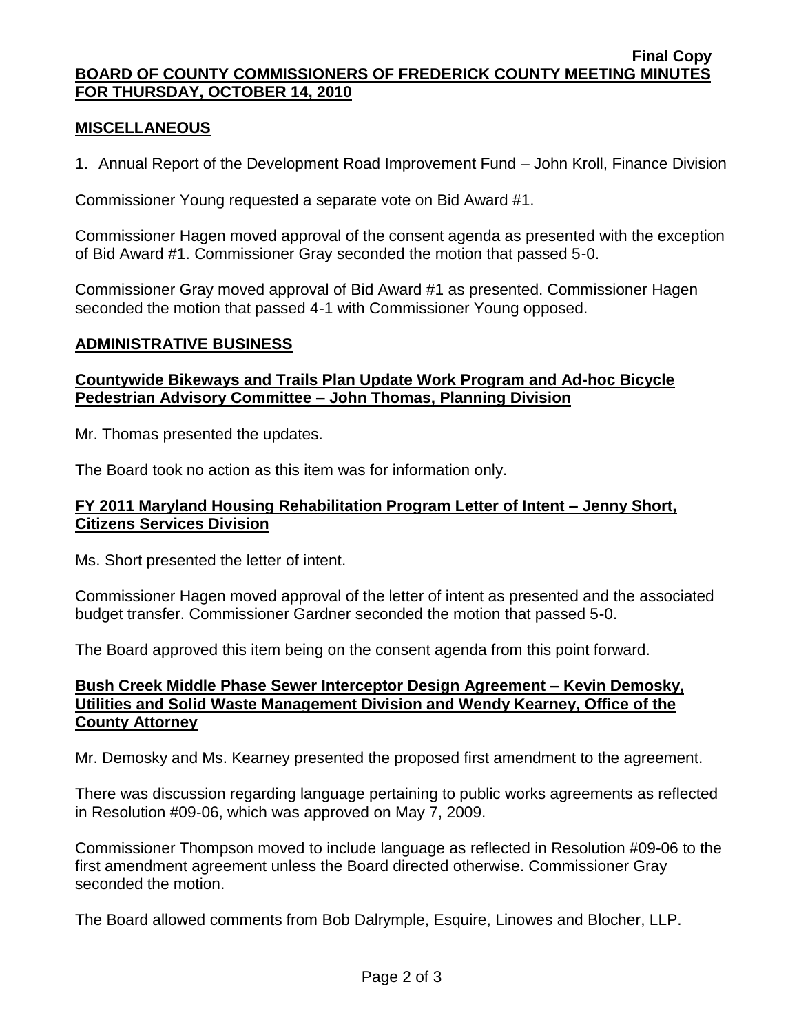**Final Copy**

**BOARD OF COUNTY COMMISSIONERS OF FREDERICK COUNTY MEETING MINUTES FOR THURSDAY, OCTOBER 14, 2010**

## MISCELLANEOUS

1. Annual Report of the Development Road Improvement Fund – John Kroll, Finance Division

Commissioner Young requested a separate vote on Bid Award #1.

Commissioner Hagen moved approval of the consent agenda as presented with the exception of Bid Award #1. Commissioner Gray seconded the motion that passed 5-0.

Commissioner Gray moved approval of Bid Award #1 as presented. Commissioner Hagen seconded the motion that passed 4-1 with Commissioner Young opposed.

## ADMINISTRATIVE BUSINESS

### Countywide Bikeways and Trails Plan Update Work Program and Ad-hoc Bicycle Pedestrian Advisory Committee – John Thomas, Planning Division

Mr. Thomas presented the updates.

The Board took no action as this item was for information only.

### FY 2011 Maryland Housing Rehabilitation Program Letter of Intent – Jenny Short, Citizens Services Division

Ms. Short presented the letter of intent.

Commissioner Hagen moved approval of the letter of intent as presented and the associated budget transfer. Commissioner Gardner seconded the motion that passed 5-0.

The Board approved this item being on the consent agenda from this point forward.

### Bush Creek Middle Phase Sewer Interceptor Design Agreement – Kevin Demosky, Utilities and Solid Waste Management Division and Wendy Kearney, Office of the County Attorney

Mr. Demosky and Ms. Kearney presented the proposed first amendment to the agreement.

There was discussion regarding language pertaining to public works agreements as reflected in Resolution #09-06, which was approved on May 7, 2009.

Commissioner Thompson moved to include language as reflected in Resolution #09-06 to the first amendment agreement unless the Board directed otherwise. Commissioner Gray seconded the motion.

The Board allowed comments from Bob Dalrymple, Esquire, Linowes and Blocher, LLP.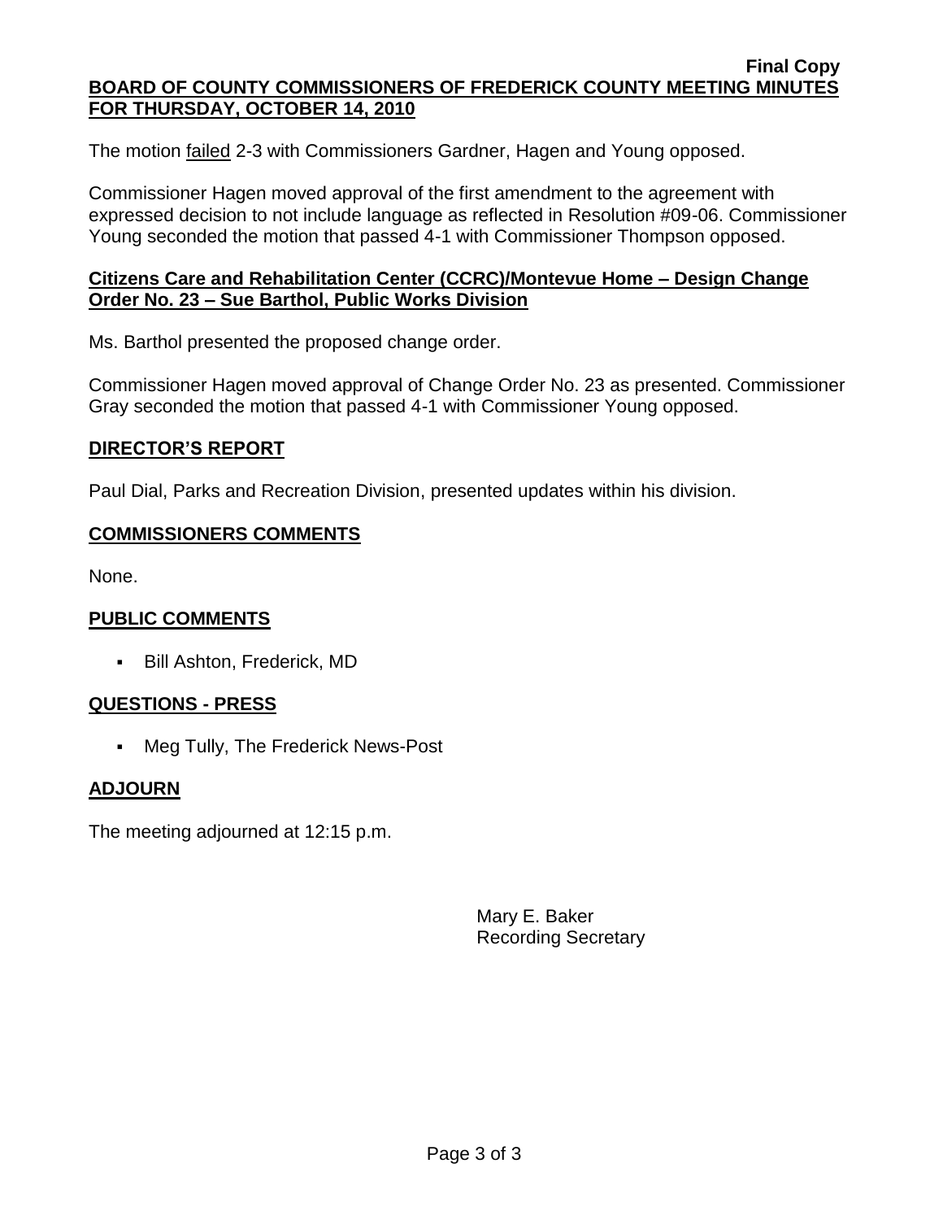**Final Copy**

**BOARD OF COUNTY COMMISSIONERS OF FREDERICK COUNTY MEETING MINUTES FOR THURSDAY, OCTOBER 14, 2010**

The motion failed 2-3 with Commissioners Gardner, Hagen and Young opposed.

Commissioner Hagen moved approval of the first amendment to the agreement with expressed decision to not include language as reflected in Resolution #09-06. Commissioner Young seconded the motion that passed 4-1 with Commissioner Thompson opposed.

## Citizens Care and Rehabilitation Center (CCRC)/Montevue Home – Design Change Order No. 23 – Sue Barthol, Public Works Division

Ms. Barthol presented the proposed change order.

Commissioner Hagen moved approval of Change Order No. 23 as presented. Commissioner Gray seconded the motion that passed 4-1 with Commissioner Young opposed.

## DIRECTOR'S REPORT

Paul Dial, Parks and Recreation Division, presented updates within his division.

## COMMISSIONERS COMMENTS

None.

## PUBLIC COMMENTS

- Bill Ashton, Frederick, MD

## QUESTIONS - PRESS

- Meg Tully, The Frederick News-Post

## ADJOURN

The meeting adjourned at 12:15 p.m.

Mary E. Baker
Recording Secretary